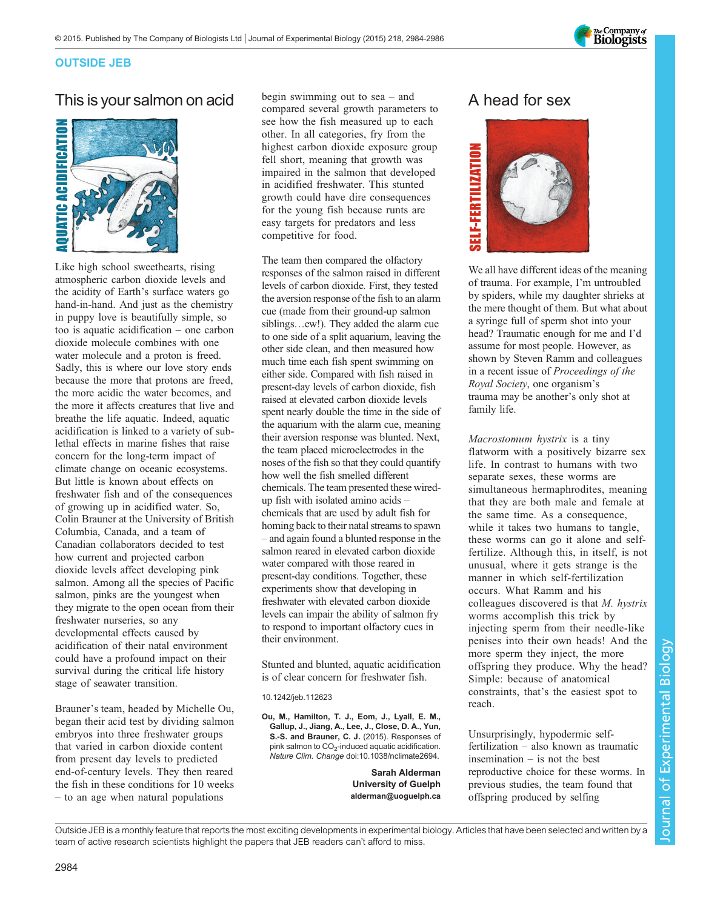## OUTSIDE JEB

# This is your salmon on acid

AQUATIC ACIDIFICATION

Like high school sweethearts, rising atmospheric carbon dioxide levels and the acidity of Earth's surface waters go hand-in-hand. And just as the chemistry in puppy love is beautifully simple, so too is aquatic acidification – one carbon dioxide molecule combines with one water molecule and a proton is freed. Sadly, this is where our love story ends because the more that protons are freed, the more acidic the water becomes, and the more it affects creatures that live and breathe the life aquatic. Indeed, aquatic acidification is linked to a variety of sub-lethal effects in marine fishes that raise concern for the long-term impact of climate change on oceanic ecosystems. But little is known about effects on freshwater fish and of the consequences of growing up in acidified water. So, Colin Brauner at the University of British Columbia, Canada, and a team of Canadian collaborators decided to test how current and projected carbon dioxide levels affect developing pink salmon. Among all the species of Pacific salmon, pinks are the youngest when they migrate to the open ocean from their freshwater nurseries, so any developmental effects caused by acidification of their natal environment could have a profound impact on their survival during the critical life history stage of seawater transition.

Brauner's team, headed by Michelle Ou, began their acid test by dividing salmon embryos into three freshwater groups that varied in carbon dioxide content from present day levels to predicted end-of-century levels. They then reared the fish in these conditions for 10 weeks – to an age when natural populations begin swimming out to sea – and compared several growth parameters to see how the fish measured up to each other. In all categories, fry from the highest carbon dioxide exposure group fell short, meaning that growth was impaired in the salmon that developed in acidified freshwater. This stunted growth could have dire consequences for the young fish because runts are easy targets for predators and less competitive for food.

The team then compared the olfactory responses of the salmon raised in different levels of carbon dioxide. First, they tested the aversion response of the fish to an alarm cue (made from their ground-up salmon siblings…ew!). They added the alarm cue to one side of a split aquarium, leaving the other side clean, and then measured how much time each fish spent swimming on either side. Compared with fish raised in present-day levels of carbon dioxide, fish raised at elevated carbon dioxide levels spent nearly double the time in the side of the aquarium with the alarm cue, meaning their aversion response was blunted. Next, the team placed microelectrodes in the noses of the fish so that they could quantify how well the fish smelled different chemicals. The team presented these wired-up fish with isolated amino acids – chemicals that are used by adult fish for homing back to their natal streams to spawn – and again found a blunted response in the salmon reared in elevated carbon dioxide water compared with those reared in present-day conditions. Together, these experiments show that developing in freshwater with elevated carbon dioxide levels can impair the ability of salmon fry to respond to important olfactory cues in their environment.

Stunted and blunted, aquatic acidification is of clear concern for freshwater fish.

10.1242/jeb.112623

**Ou, M., Hamilton, T. J., Eom, J., Lyall, E. M., Gallup, J., Jiang, A., Lee, J., Close, D. A., Yun, S.-S. and Brauner, C. J.** (2015). Responses of pink salmon to $CO_2$-induced aquatic acidification. *Nature Clim. Change* doi:10.1038/nclimate2694.

**Sarah Alderman**
**University of Guelph**
**alderman@uoguelph.ca**

# A head for sex

SELF-FERTILIZATION

We all have different ideas of the meaning of trauma. For example, I'm untroubled by spiders, while my daughter shrieks at the mere thought of them. But what about a syringe full of sperm shot into your head? Traumatic enough for me and I'd assume for most people. However, as shown by Steven Ramm and colleagues in a recent issue of *Proceedings of the Royal Society*, one organism's trauma may be another's only shot at family life.

*Macrostomum hystrix* is a tiny flatworm with a positively bizarre sex life. In contrast to humans with two separate sexes, these worms are simultaneous hermaphrodites, meaning that they are both male and female at the same time. As a consequence, while it takes two humans to tangle, these worms can go it alone and self-fertilize. Although this, in itself, is not unusual, where it gets strange is the manner in which self-fertilization occurs. What Ramm and his colleagues discovered is that *M. hystrix* worms accomplish this trick by injecting sperm from their needle-like penises into their own heads! And the more sperm they inject, the more offspring they produce. Why the head? Simple: because of anatomical constraints, that's the easiest spot to reach.

Unsurprisingly, hypodermic self-fertilization – also known as traumatic insemination – is not the best reproductive choice for these worms. In previous studies, the team found that offspring produced by selfing

Outside JEB is a monthly feature that reports the most exciting developments in experimental biology. Articles that have been selected and written by a team of active research scientists highlight the papers that JEB readers can't afford to miss.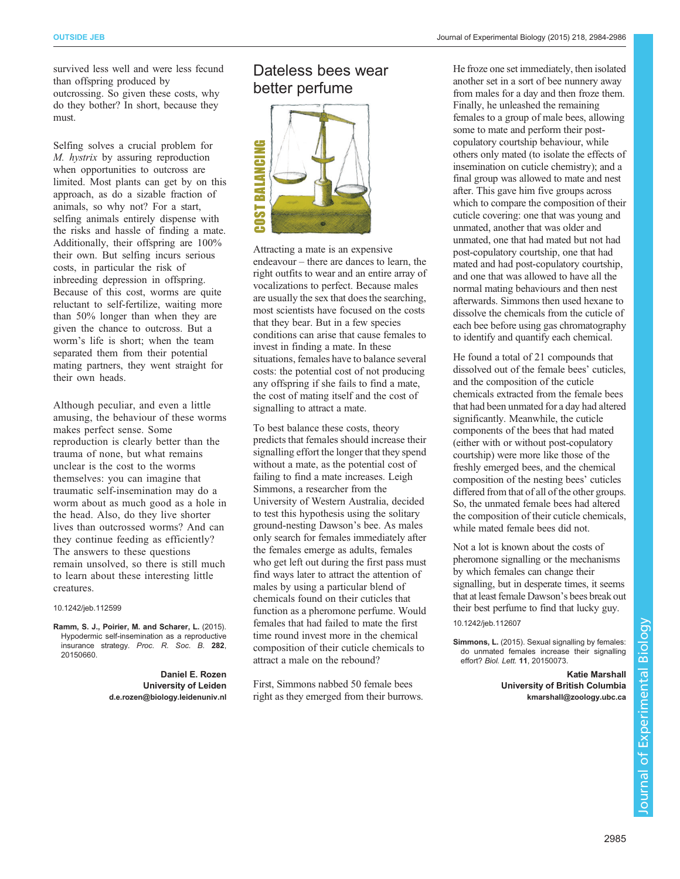survived less well and were less fecund than offspring produced by outcrossing. So given these costs, why do they bother? In short, because they must.

Selfing solves a crucial problem for *M. hystrix* by assuring reproduction when opportunities to outcross are limited. Most plants can get by on this approach, as do a sizable fraction of animals, so why not? For a start, selfing animals entirely dispense with the risks and hassle of finding a mate. Additionally, their offspring are 100% their own. But selfing incurs serious costs, in particular the risk of inbreeding depression in offspring. Because of this cost, worms are quite reluctant to self-fertilize, waiting more than 50% longer than when they are given the chance to outcross. But a worm's life is short; when the team separated them from their potential mating partners, they went straight for their own heads.

Although peculiar, and even a little amusing, the behaviour of these worms makes perfect sense. Some reproduction is clearly better than the trauma of none, but what remains unclear is the cost to the worms themselves: you can imagine that traumatic self-insemination may do a worm about as much good as a hole in the head. Also, do they live shorter lives than outcrossed worms? And can they continue feeding as efficiently? The answers to these questions remain unsolved, so there is still much to learn about these interesting little creatures.

10.1242/jeb.112599

**Ramm, S. J., Poirier, M. and Scharer, L.** (2015). Hypodermic self-insemination as a reproductive insurance strategy. *Proc. R. Soc. B.* **282**, 20150660.

**Daniel E. Rozen**
**University of Leiden**
**d.e.rozen@biology.leidenuniv.nl**

# Dateless bees wear better perfume

COST BALANCING

Attracting a mate is an expensive endeavour – there are dances to learn, the right outfits to wear and an entire array of vocalizations to perfect. Because males are usually the sex that does the searching, most scientists have focused on the costs that they bear. But in a few species conditions can arise that cause females to invest in finding a mate. In these situations, females have to balance several costs: the potential cost of not producing any offspring if she fails to find a mate, the cost of mating itself and the cost of signalling to attract a mate.

To best balance these costs, theory predicts that females should increase their signalling effort the longer that they spend without a mate, as the potential cost of failing to find a mate increases. Leigh Simmons, a researcher from the University of Western Australia, decided to test this hypothesis using the solitary ground-nesting Dawson's bee. As males only search for females immediately after the females emerge as adults, females who get left out during the first pass must find ways later to attract the attention of males by using a particular blend of chemicals found on their cuticles that function as a pheromone perfume. Would females that had failed to mate the first time round invest more in the chemical composition of their cuticle chemicals to attract a male on the rebound?

First, Simmons nabbed 50 female bees right as they emerged from their burrows. He froze one set immediately, then isolated another set in a sort of bee nunnery away from males for a day and then froze them. Finally, he unleashed the remaining females to a group of male bees, allowing some to mate and perform their post-copulatory courtship behaviour, while others only mated (to isolate the effects of insemination on cuticle chemistry); and a final group was allowed to mate and nest after. This gave him five groups across which to compare the composition of their cuticle covering: one that was young and unmated, another that was older and unmated, one that had mated but not had post-copulatory courtship, one that had mated and had post-copulatory courtship, and one that was allowed to have all the normal mating behaviours and then nest afterwards. Simmons then used hexane to dissolve the chemicals from the cuticle of each bee before using gas chromatography to identify and quantify each chemical.

He found a total of 21 compounds that dissolved out of the female bees' cuticles, and the composition of the cuticle chemicals extracted from the female bees that had been unmated for a day had altered significantly. Meanwhile, the cuticle components of the bees that had mated (either with or without post-copulatory courtship) were more like those of the freshly emerged bees, and the chemical composition of the nesting bees' cuticles differed from that of all of the other groups. So, the unmated female bees had altered the composition of their cuticle chemicals, while mated female bees did not.

Not a lot is known about the costs of pheromone signalling or the mechanisms by which females can change their signalling, but in desperate times, it seems that at least female Dawson's bees break out their best perfume to find that lucky guy.

10.1242/jeb.112607

**Simmons, L.** (2015). Sexual signalling by females: do unmated females increase their signalling effort? *Biol. Lett.* **11**, 20150073.

**Katie Marshall**
**University of British Columbia**
**kmarshall@zoology.ubc.ca**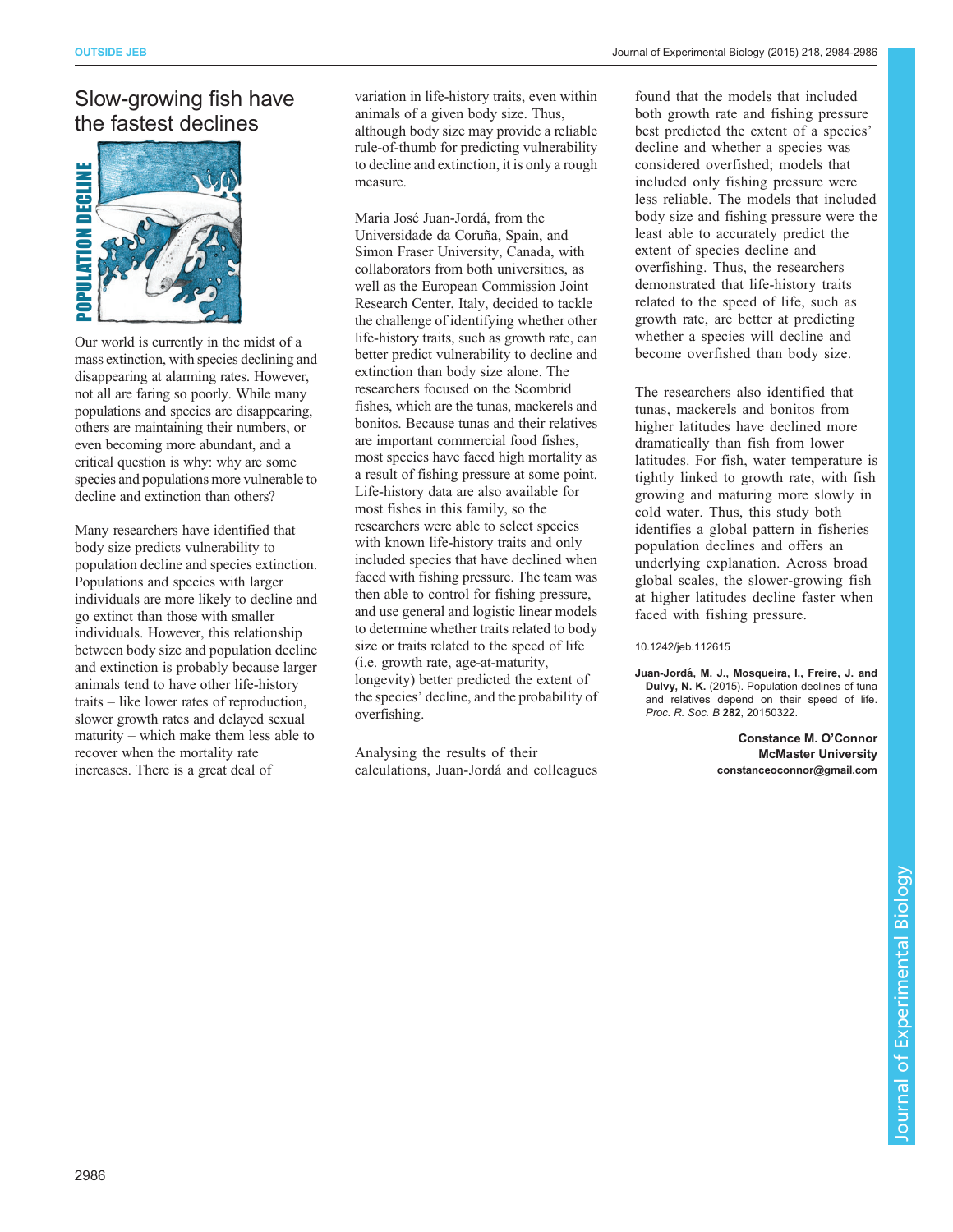## Slow-growing fish have the fastest declines

POPULATION DECLINE

Our world is currently in the midst of a mass extinction, with species declining and disappearing at alarming rates. However, not all are faring so poorly. While many populations and species are disappearing, others are maintaining their numbers, or even becoming more abundant, and a critical question is why: why are some species and populations more vulnerable to decline and extinction than others?

Many researchers have identified that body size predicts vulnerability to population decline and species extinction. Populations and species with larger individuals are more likely to decline and go extinct than those with smaller individuals. However, this relationship between body size and population decline and extinction is probably because larger animals tend to have other life-history traits – like lower rates of reproduction, slower growth rates and delayed sexual maturity – which make them less able to recover when the mortality rate increases. There is a great deal of variation in life-history traits, even within animals of a given body size. Thus, although body size may provide a reliable rule-of-thumb for predicting vulnerability to decline and extinction, it is only a rough measure.

Maria José Juan-Jordá, from the Universidade da Coruña, Spain, and Simon Fraser University, Canada, with collaborators from both universities, as well as the European Commission Joint Research Center, Italy, decided to tackle the challenge of identifying whether other life-history traits, such as growth rate, can better predict vulnerability to decline and extinction than body size alone. The researchers focused on the Scombrid fishes, which are the tunas, mackerels and bonitos. Because tunas and their relatives are important commercial food fishes, most species have faced high mortality as a result of fishing pressure at some point. Life-history data are also available for most fishes in this family, so the researchers were able to select species with known life-history traits and only included species that have declined when faced with fishing pressure. The team was then able to control for fishing pressure, and use general and logistic linear models to determine whether traits related to body size or traits related to the speed of life (i.e. growth rate, age-at-maturity, longevity) better predicted the extent of the species' decline, and the probability of overfishing.

Analysing the results of their calculations, Juan-Jordá and colleagues found that the models that included both growth rate and fishing pressure best predicted the extent of a species' decline and whether a species was considered overfished; models that included only fishing pressure were less reliable. The models that included body size and fishing pressure were the least able to accurately predict the extent of species decline and overfishing. Thus, the researchers demonstrated that life-history traits related to the speed of life, such as growth rate, are better at predicting whether a species will decline and become overfished than body size.

The researchers also identified that tunas, mackerels and bonitos from higher latitudes have declined more dramatically than fish from lower latitudes. For fish, water temperature is tightly linked to growth rate, with fish growing and maturing more slowly in cold water. Thus, this study both identifies a global pattern in fisheries population declines and offers an underlying explanation. Across broad global scales, the slower-growing fish at higher latitudes decline faster when faced with fishing pressure.

10.1242/jeb.112615

**Juan-Jordá, M. J., Mosqueira, I., Freire, J. and Dulvy, N. K.** (2015). Population declines of tuna and relatives depend on their speed of life. *Proc. R. Soc. B* **282**, 20150322.

**Constance M. O'Connor**
**McMaster University**
**constanceoconnor@gmail.com**